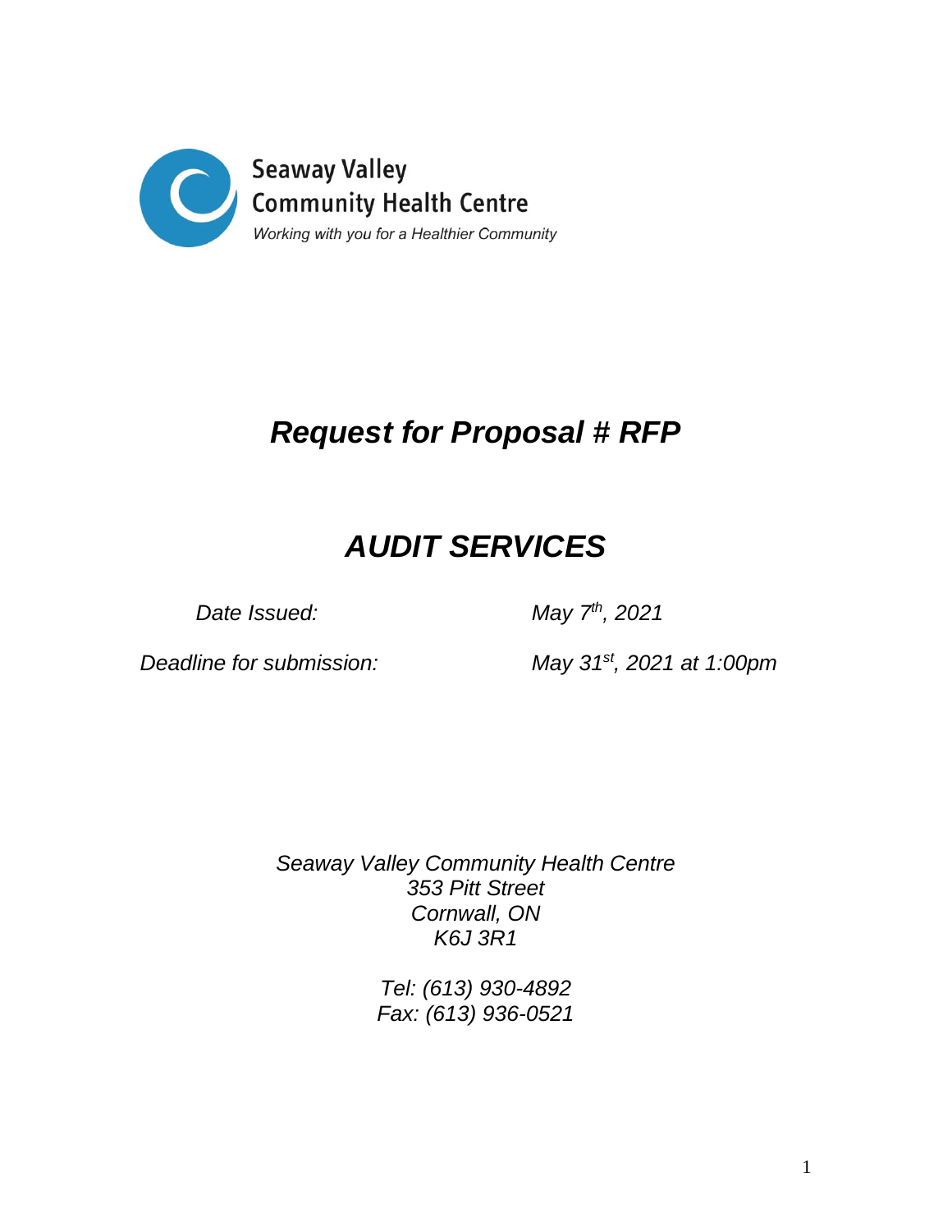Seaway Valley
Community Health Centre
*Working with you for a Healthier Community*

# ***Request for Proposal # RFP***

# ***AUDIT SERVICES***

*Date Issued:* *May 7th, 2021*

*Deadline for submission:* *May 31st, 2021 at 1:00pm*

*Seaway Valley Community Health Centre*
*353 Pitt Street*
*Cornwall, ON*
*K6J 3R1*

*Tel: (613) 930-4892*
*Fax: (613) 936-0521*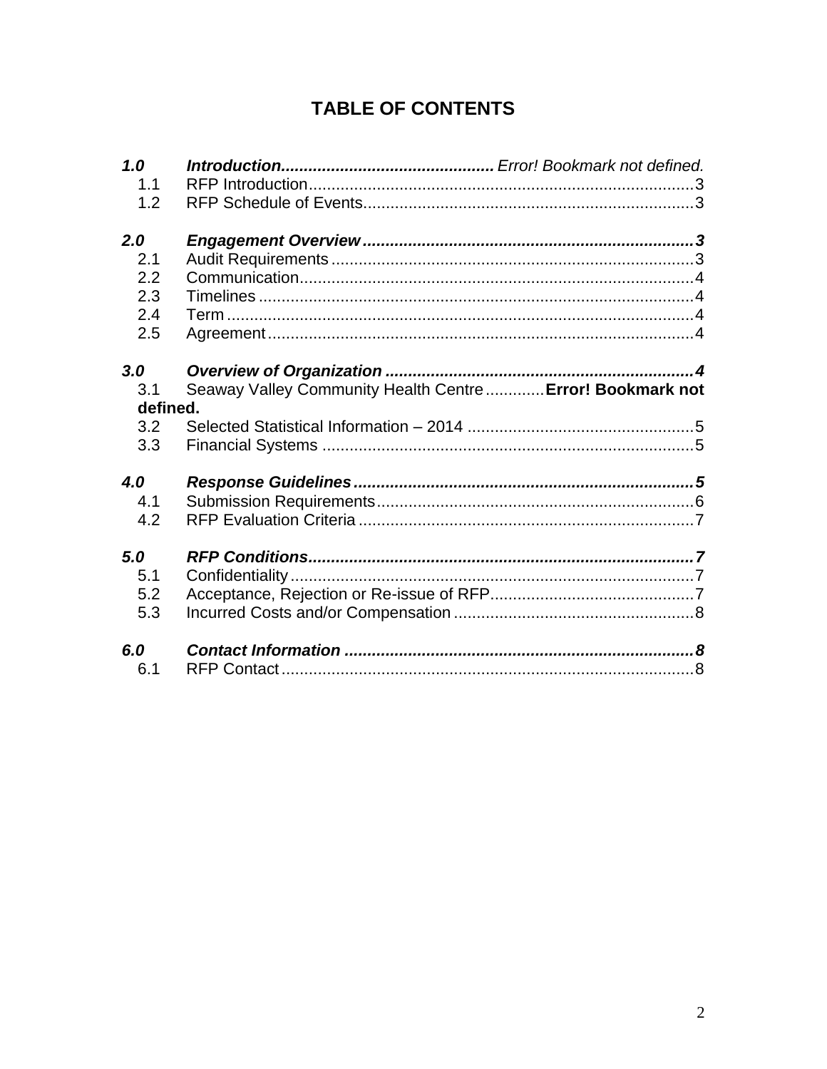# TABLE OF CONTENTS

***1.0 Introduction***............................................ *Error! Bookmark not defined.*
- 1.1 RFP Introduction.................................................................................3
- 1.2 RFP Schedule of Events......................................................................3

***2.0 Engagement Overview***.......................................................................***3***
- 2.1 Audit Requirements.............................................................................3
- 2.2 Communication....................................................................................4
- 2.3 Timelines.............................................................................................4
- 2.4 Term....................................................................................................4
- 2.5 Agreement...........................................................................................4

***3.0 Overview of Organization***..................................................................***4***
- 3.1 Seaway Valley Community Health Centre............**Error! Bookmark not defined.**
- 3.2 Selected Statistical Information – 2014 ................................................5
- 3.3 Financial Systems ...............................................................................5

***4.0 Response Guidelines***........................................................................***5***
- 4.1 Submission Requirements...................................................................6
- 4.2 RFP Evaluation Criteria.......................................................................7

***5.0 RFP Conditions***..................................................................................***7***
- 5.1 Confidentiality......................................................................................7
- 5.2 Acceptance, Rejection or Re-issue of RFP...........................................7
- 5.3 Incurred Costs and/or Compensation...................................................8

***6.0 Contact Information***..........................................................................***8***
- 6.1 RFP Contact........................................................................................8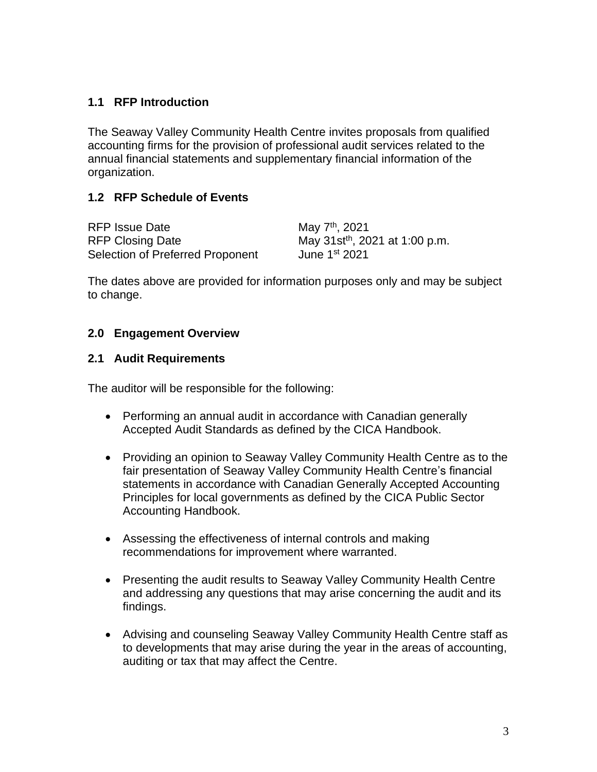## 1.1 RFP Introduction

The Seaway Valley Community Health Centre invites proposals from qualified accounting firms for the provision of professional audit services related to the annual financial statements and supplementary financial information of the organization.

## 1.2 RFP Schedule of Events

| | |
|---|---|
| RFP Issue Date | May 7th, 2021 |
| RFP Closing Date | May 31stth, 2021 at 1:00 p.m. |
| Selection of Preferred Proponent | June 1st 2021 |

The dates above are provided for information purposes only and may be subject to change.

## 2.0 Engagement Overview

## 2.1 Audit Requirements

The auditor will be responsible for the following:

- Performing an annual audit in accordance with Canadian generally Accepted Audit Standards as defined by the CICA Handbook.
- Providing an opinion to Seaway Valley Community Health Centre as to the fair presentation of Seaway Valley Community Health Centre's financial statements in accordance with Canadian Generally Accepted Accounting Principles for local governments as defined by the CICA Public Sector Accounting Handbook.
- Assessing the effectiveness of internal controls and making recommendations for improvement where warranted.
- Presenting the audit results to Seaway Valley Community Health Centre and addressing any questions that may arise concerning the audit and its findings.
- Advising and counseling Seaway Valley Community Health Centre staff as to developments that may arise during the year in the areas of accounting, auditing or tax that may affect the Centre.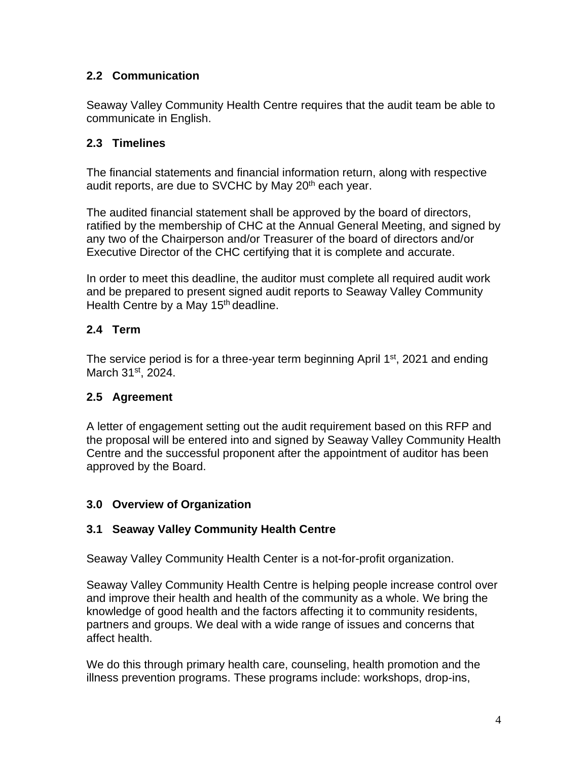### 2.2 Communication

Seaway Valley Community Health Centre requires that the audit team be able to communicate in English.

### 2.3 Timelines

The financial statements and financial information return, along with respective audit reports, are due to SVCHC by May 20th each year.

The audited financial statement shall be approved by the board of directors, ratified by the membership of CHC at the Annual General Meeting, and signed by any two of the Chairperson and/or Treasurer of the board of directors and/or Executive Director of the CHC certifying that it is complete and accurate.

In order to meet this deadline, the auditor must complete all required audit work and be prepared to present signed audit reports to Seaway Valley Community Health Centre by a May 15th deadline.

### 2.4 Term

The service period is for a three-year term beginning April 1st, 2021 and ending March 31st, 2024.

### 2.5 Agreement

A letter of engagement setting out the audit requirement based on this RFP and the proposal will be entered into and signed by Seaway Valley Community Health Centre and the successful proponent after the appointment of auditor has been approved by the Board.

## 3.0 Overview of Organization

### 3.1 Seaway Valley Community Health Centre

Seaway Valley Community Health Center is a not-for-profit organization.

Seaway Valley Community Health Centre is helping people increase control over and improve their health and health of the community as a whole. We bring the knowledge of good health and the factors affecting it to community residents, partners and groups. We deal with a wide range of issues and concerns that affect health.

We do this through primary health care, counseling, health promotion and the illness prevention programs. These programs include: workshops, drop-ins,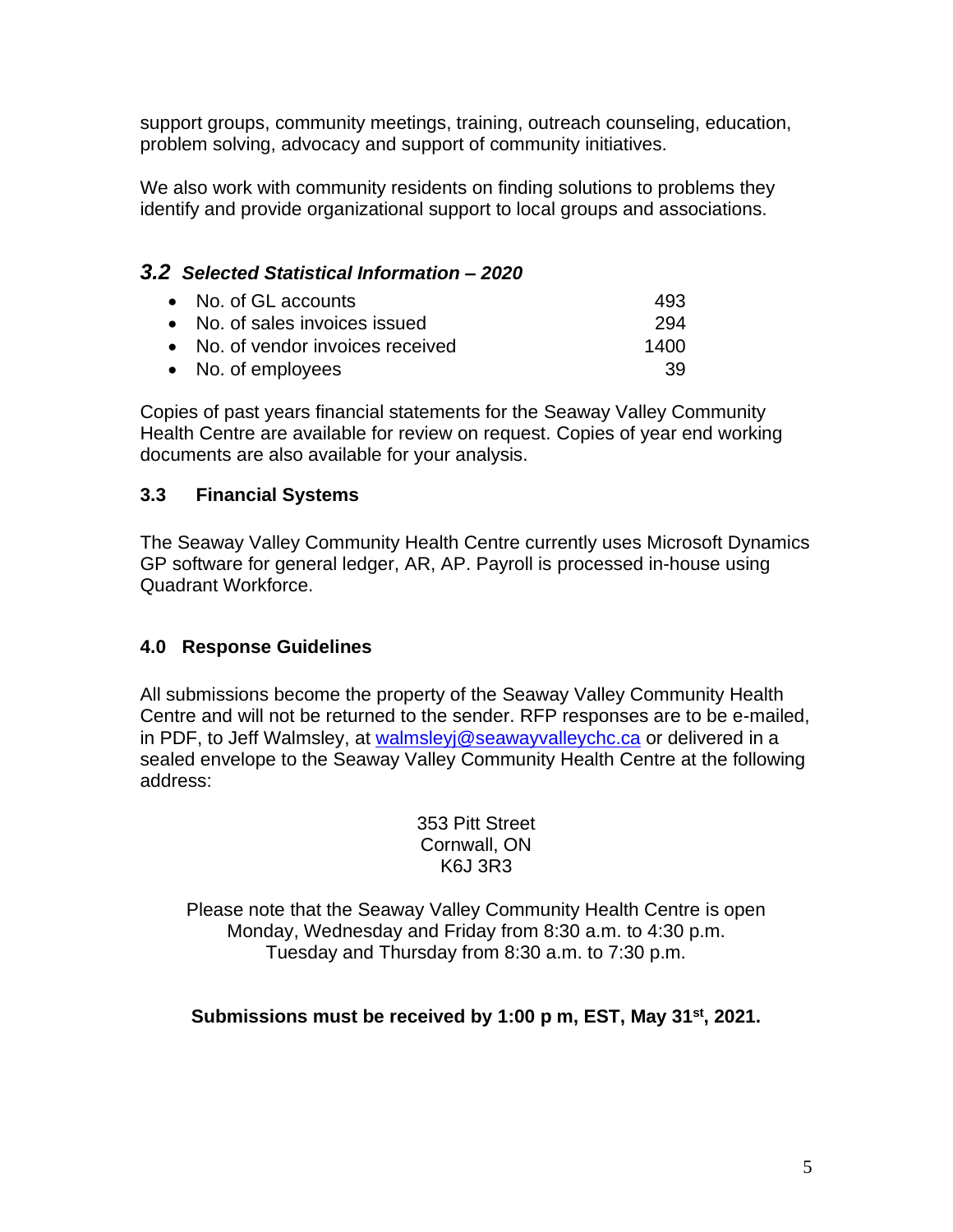support groups, community meetings, training, outreach counseling, education, problem solving, advocacy and support of community initiatives.

We also work with community residents on finding solutions to problems they identify and provide organizational support to local groups and associations.

### *3.2 Selected Statistical Information – 2020*

- No. of GL accounts 493
- No. of sales invoices issued 294
- No. of vendor invoices received 1400
- No. of employees 39

Copies of past years financial statements for the Seaway Valley Community Health Centre are available for review on request. Copies of year end working documents are also available for your analysis.

### 3.3 Financial Systems

The Seaway Valley Community Health Centre currently uses Microsoft Dynamics GP software for general ledger, AR, AP. Payroll is processed in-house using Quadrant Workforce.

## 4.0 Response Guidelines

All submissions become the property of the Seaway Valley Community Health Centre and will not be returned to the sender. RFP responses are to be e-mailed, in PDF, to Jeff Walmsley, at walmsleyj@seawayvalleychc.ca or delivered in a sealed envelope to the Seaway Valley Community Health Centre at the following address:

353 Pitt Street
Cornwall, ON
K6J 3R3

Please note that the Seaway Valley Community Health Centre is open Monday, Wednesday and Friday from 8:30 a.m. to 4:30 p.m. Tuesday and Thursday from 8:30 a.m. to 7:30 p.m.

**Submissions must be received by 1:00 p m, EST, May 31st, 2021.**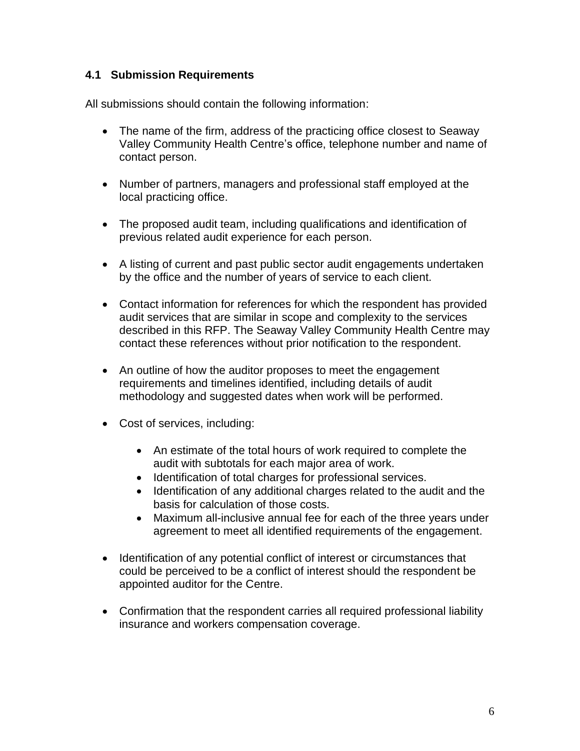### 4.1 Submission Requirements

All submissions should contain the following information:

- The name of the firm, address of the practicing office closest to Seaway Valley Community Health Centre's office, telephone number and name of contact person.
- Number of partners, managers and professional staff employed at the local practicing office.
- The proposed audit team, including qualifications and identification of previous related audit experience for each person.
- A listing of current and past public sector audit engagements undertaken by the office and the number of years of service to each client.
- Contact information for references for which the respondent has provided audit services that are similar in scope and complexity to the services described in this RFP. The Seaway Valley Community Health Centre may contact these references without prior notification to the respondent.
- An outline of how the auditor proposes to meet the engagement requirements and timelines identified, including details of audit methodology and suggested dates when work will be performed.
- Cost of services, including:
  - An estimate of the total hours of work required to complete the audit with subtotals for each major area of work.
  - Identification of total charges for professional services.
  - Identification of any additional charges related to the audit and the basis for calculation of those costs.
  - Maximum all-inclusive annual fee for each of the three years under agreement to meet all identified requirements of the engagement.
- Identification of any potential conflict of interest or circumstances that could be perceived to be a conflict of interest should the respondent be appointed auditor for the Centre.
- Confirmation that the respondent carries all required professional liability insurance and workers compensation coverage.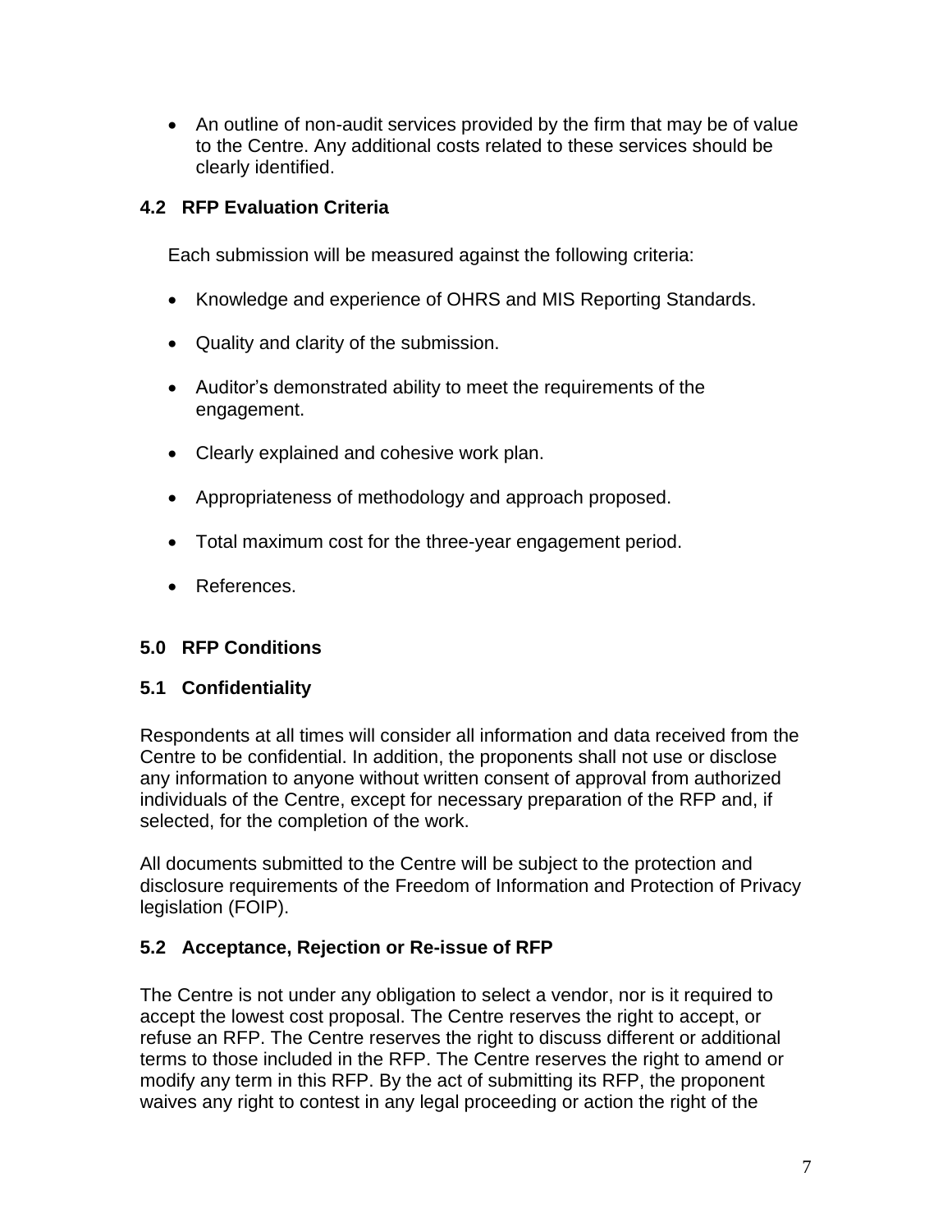- An outline of non-audit services provided by the firm that may be of value to the Centre. Any additional costs related to these services should be clearly identified.

### 4.2 RFP Evaluation Criteria

Each submission will be measured against the following criteria:

- Knowledge and experience of OHRS and MIS Reporting Standards.
- Quality and clarity of the submission.
- Auditor's demonstrated ability to meet the requirements of the engagement.
- Clearly explained and cohesive work plan.
- Appropriateness of methodology and approach proposed.
- Total maximum cost for the three-year engagement period.
- References.

## 5.0 RFP Conditions

### 5.1 Confidentiality

Respondents at all times will consider all information and data received from the Centre to be confidential. In addition, the proponents shall not use or disclose any information to anyone without written consent of approval from authorized individuals of the Centre, except for necessary preparation of the RFP and, if selected, for the completion of the work.

All documents submitted to the Centre will be subject to the protection and disclosure requirements of the Freedom of Information and Protection of Privacy legislation (FOIP).

### 5.2 Acceptance, Rejection or Re-issue of RFP

The Centre is not under any obligation to select a vendor, nor is it required to accept the lowest cost proposal. The Centre reserves the right to accept, or refuse an RFP. The Centre reserves the right to discuss different or additional terms to those included in the RFP. The Centre reserves the right to amend or modify any term in this RFP. By the act of submitting its RFP, the proponent waives any right to contest in any legal proceeding or action the right of the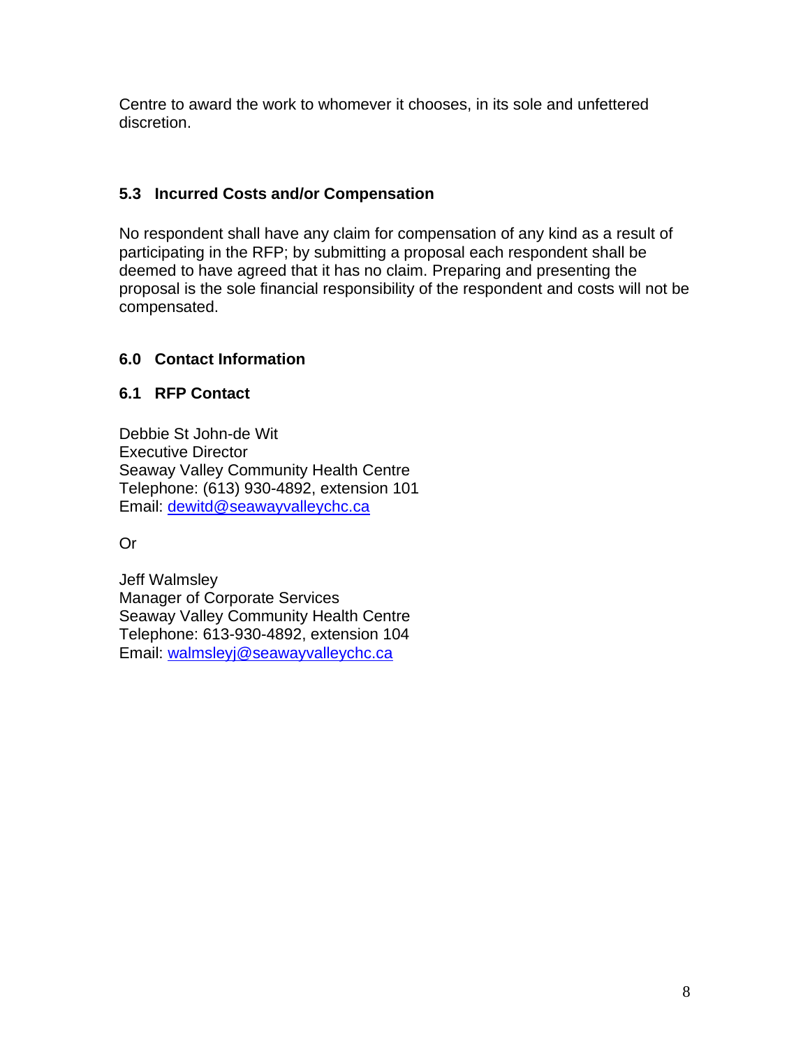Centre to award the work to whomever it chooses, in its sole and unfettered discretion.

### 5.3 Incurred Costs and/or Compensation

No respondent shall have any claim for compensation of any kind as a result of participating in the RFP; by submitting a proposal each respondent shall be deemed to have agreed that it has no claim. Preparing and presenting the proposal is the sole financial responsibility of the respondent and costs will not be compensated.

## 6.0 Contact Information

### 6.1 RFP Contact

Debbie St John-de Wit
Executive Director
Seaway Valley Community Health Centre
Telephone: (613) 930-4892, extension 101
Email: dewitd@seawayvalleychc.ca

Or

Jeff Walmsley
Manager of Corporate Services
Seaway Valley Community Health Centre
Telephone: 613-930-4892, extension 104
Email: walmsleyj@seawayvalleychc.ca